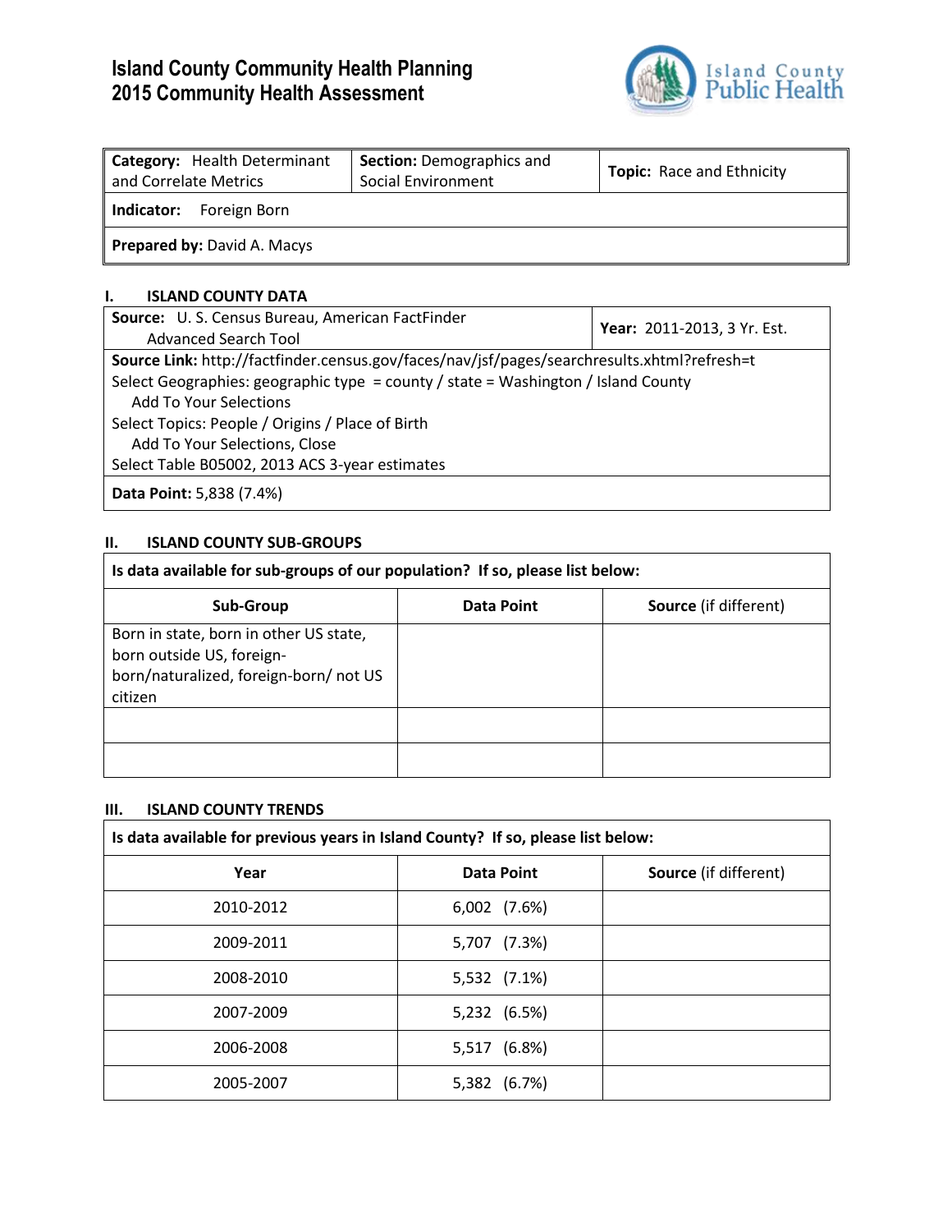# Island County Community Health Planning
# 2015 Community Health Assessment

| **Category:** Health Determinant and Correlate Metrics | **Section:** Demographics and Social Environment | **Topic:** Race and Ethnicity |
|---|---|---|
| **Indicator:** Foreign Born | | |
| **Prepared by:** David A. Macys | | |

## I. ISLAND COUNTY DATA

| **Source:** U. S. Census Bureau, American FactFinder Advanced Search Tool | **Year:** 2011-2013, 3 Yr. Est. |
|---|---|
| **Source Link:** http://factfinder.census.gov/faces/nav/jsf/pages/searchresults.xhtml?refresh=t<br>Select Geographies: geographic type = county / state = Washington / Island County<br>Add To Your Selections<br>Select Topics: People / Origins / Place of Birth<br>Add To Your Selections, Close<br>Select Table B05002, 2013 ACS 3-year estimates | |
| **Data Point:** 5,838 (7.4%) | |

## II. ISLAND COUNTY SUB-GROUPS

**Is data available for sub-groups of our population? If so, please list below:**

| Sub-Group | Data Point | Source (if different) |
|---|---|---|
| Born in state, born in other US state, born outside US, foreign-born/naturalized, foreign-born/ not US citizen | | |
| | | |
| | | |

## III. ISLAND COUNTY TRENDS

**Is data available for previous years in Island County? If so, please list below:**

| Year | Data Point | Source (if different) |
|---|---|---|
| 2010-2012 | 6,002 (7.6%) | |
| 2009-2011 | 5,707 (7.3%) | |
| 2008-2010 | 5,532 (7.1%) | |
| 2007-2009 | 5,232 (6.5%) | |
| 2006-2008 | 5,517 (6.8%) | |
| 2005-2007 | 5,382 (6.7%) | |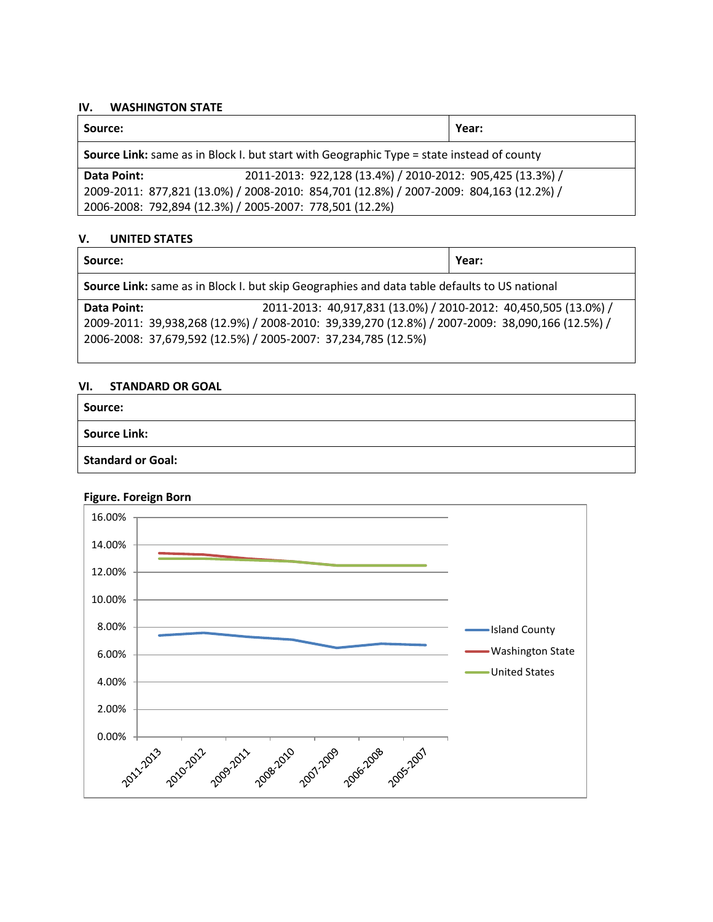### IV. WASHINGTON STATE

| | |
|---|---|
| **Source:** | **Year:** |
| **Source Link:** same as in Block I. but start with Geographic Type = state instead of county | |
| **Data Point:** 2011-2013: 922,128 (13.4%) / 2010-2012: 905,425 (13.3%) / 2009-2011: 877,821 (13.0%) / 2008-2010: 854,701 (12.8%) / 2007-2009: 804,163 (12.2%) / 2006-2008: 792,894 (12.3%) / 2005-2007: 778,501 (12.2%) | |

### V. UNITED STATES

| | |
|---|---|
| **Source:** | **Year:** |
| **Source Link:** same as in Block I. but skip Geographies and data table defaults to US national | |
| **Data Point:** 2011-2013: 40,917,831 (13.0%) / 2010-2012: 40,450,505 (13.0%) / 2009-2011: 39,938,268 (12.9%) / 2008-2010: 39,339,270 (12.8%) / 2007-2009: 38,090,166 (12.5%) / 2006-2008: 37,679,592 (12.5%) / 2005-2007: 37,234,785 (12.5%) | |

### VI. STANDARD OR GOAL

| |
|---|
| **Source:** |
| **Source Link:** |
| **Standard or Goal:** |

**Figure. Foreign Born**

16.00%
14.00%
12.00%
10.00%
8.00%
6.00%
4.00%
2.00%
0.00%

2011-2013
2010-2012
2009-2011
2008-2010
2007-2009
2006-2008
2005-2007

Island County
Washington State
United States